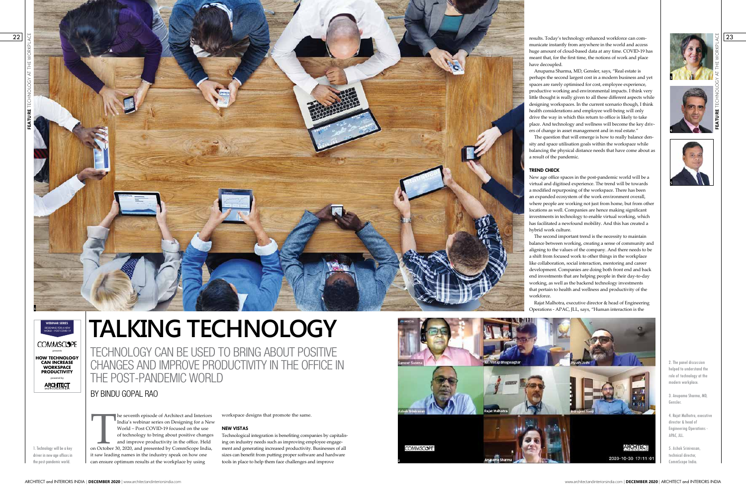# TALKING TECHNOLOGY

## TECHNOLOGY CAN BE USED TO BRING ABOUT POSITIVE CHANGES AND IMPROVE PRODUCTIVITY IN THE OFFICE IN THE POST-PANDEMIC WORLD

BY BINDU GOPAL RAO

**WEBINAR SERIES**
DESIGNING FOR A NEW WORLD – POST COVID-19

COMMSCOPE presents

**HOW TECHNOLOGY CAN INCREASE WORKSPACE PRODUCTIVITY**

powered by ARCHITECT and INTERIORS INDIA

1. Technology will be a key driver in new age offices in the post-pandemic world.

The seventh episode of Architect and Interiors India's webinar series on Designing for a New World – Post COVID-19 focused on the use of technology to bring about positive changes and improve productivity in the office. Held on October 30, 2020, and presented by CommScope India, it saw leading names in the industry speak on how one can ensure optimum results at the workplace by using workspace designs that promote the same.

### NEW VISTAS

Technological integration is benefiting companies by capitalising on industry needs such as improving employee engagement and generating increased productivity. Businesses of all sizes can benefit from putting proper software and hardware tools in place to help them face challenges and improve results. Today's technology enhanced workforce can communicate instantly from anywhere in the world and access huge amount of cloud-based data at any time. COVID-19 has meant that, for the first time, the notions of work and place have decoupled.

Anupama Sharma, MD, Gensler, says, "Real estate is perhaps the second largest cost in a modern business and yet spaces are rarely optimised for cost, employee experience, productive working and environmental impacts. I think very little thought is really given to all these different aspects while designing workspaces. In the current scenario though, I think health considerations and employee well-being will only drive the way in which this return to office is likely to take place. And technology and wellness will become the key drivers of change in asset management and in real estate."

The question that will emerge is how to really balance density and space utilisation goals within the workspace while balancing the physical distance needs that have come about as a result of the pandemic.

### TREND CHECK

New age office spaces in the post-pandemic world will be a virtual and digitised experience. The trend will be towards a modified repurposing of the workspace. There has been an expanded ecosystem of the work environment overall, where people are working not just from home, but from other locations as well. Companies are hence making significant investments in technology to enable virtual working, which has facilitated a newfound mobility. And this has created a hybrid work culture.

The second important trend is the necessity to maintain balance between working, creating a sense of community and aligning to the values of the company. And there needs to be a shift from focused work to other things in the workplace like collaboration, social interaction, mentoring and career development. Companies are doing both front end and back end investments that are helping people in their day-to-day working, as well as the backend technology investments that pertain to health and wellness and productivity of the workforce.

Rajat Malhotra, executive director & head of Engineering Operations - APAC, JLL, says, "Human interaction is the

2. The panel discussion helped to understand the role of technology at the modern workplace.

3. Anupama Sharma, MD, Gensler.

4. Rajat Malhotra, executive director & head of Engineering Operations - APAC, JLL.

5. Ashok Srinivasan, technical director, CommScope India.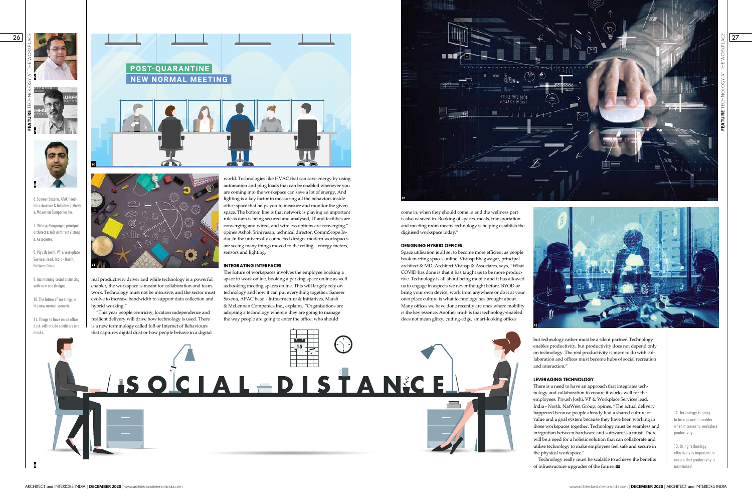6. Sameer Saxena, APAC head - Infrastructure & Initiatives, Marsh & McLennan Companies Inc.

7. Vistasp Bhagwagar, principal architect & MD, Architect Vistasp & Associates.

8. Piyush Joshi, VP & Workplace Services lead, India - North, NatWest Group.

9. Maintaining social distancing with new age designs.

10. The future of meetings in the new normal scenario.

11. Things to have on an office desk will include sanitisers and masks.

real productivity driver and while technology is a powerful enabler, the workspace is meant for collaboration and teamwork. Technology must not be intrusive, and the sector must evolve to increase bandwidth to support data collection and hybrid working."

"This year people centricity, location independence and resilient delivery will drive how technology is used. There is a new terminology called IoB or Internet of Behaviours that captures digital dust or how people behave in a digital world. Technologies like HVAC that can save energy by using automation and plug loads that can be enabled whenever you are coming into the workspace can save a lot of energy. And lighting is a key factor in measuring all the behaviors inside office space that helps you to measure and monitor the given space. The bottom line is that network is playing an important role as data is being secured and analysed, IT and facilities are converging and wired, and wireless options are converging," opines Ashok Srinivasan, technical director, CommScope India. In the universally connected design, modern workspaces are seeing many things moved to the ceiling – energy meters, sensors and lighting.

### INTEGRATING INTERFACES

The future of workspaces involves the employee booking a space to work online, booking a parking space online as well as booking meeting spaces online. This will largely rely on technology and how it can put everything together. Sameer Saxena, APAC head - Infrastructure & Initiatives, Marsh & McLennan Companies Inc., explains, "Organisations are adopting a technology wherein they are going to manage the way people are going to enter the office, who should come in, when they should come in and the wellness part is also weaved in. Booking of spaces, meals, transportation and meeting room means technology is helping establish the digitised workspace today."

### DESIGNING HYBRID OFFICES

Space utilisation is all set to become more efficient as people book meeting spaces online. Vistasp Bhagwagar, principal architect & MD, Architect Vistasp & Associates, says, "What COVID has done is that it has taught us to be more productive. Technology is all about being mobile and it has allowed us to engage in aspects we never thought before. BYOD or bring your own device, work from anywhere or do it at your own place culture is what technology has brought about. Many offices we have done recently are ones where mobility is the key essence. Another truth is that technology-enabled does not mean glitzy, cutting-edge, smart-looking offices but technology rather must be a silent partner. Technology enables productivity, but productivity does not depend only on technology. The real productivity is more to do with collaboration and interaction and offices must become hubs of social recreation and interaction."

### LEVERAGING TECHNOLOGY

There is a need to have an approach that integrates technology and collaboration to ensure it works well for the employees. Piyush Joshi, VP & Workplace Services lead, India - North, NatWest Group, opines, "The actual delivery happened because people already had a shared culture of value and a goal system because they have been working in those workspaces together. Technology must be seamless and integration between hardware and software is a must. There will be a need for a holistic solution that can collaborate and utilise technology to make employees feel safe and secure in the physical workspace."

Technology really must be scalable to achieve the benefits of infrastructure upgrades of the future.

12. Technology is going to be a powerful enabler when it comes to workplace productivity.

13. Using technology effectively is important to ensure that productivity is maintained.